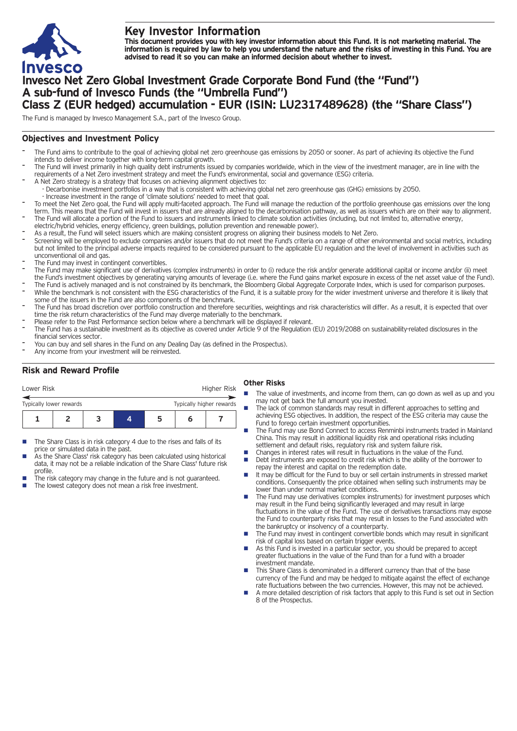# Key Investor Information

**This document provides you with key investor information about this Fund. It is not marketing material. The information is required by law to help you understand the nature and the risks of investing in this Fund. You are advised to read it so you can make an informed decision about whether to invest.**

# Invesco Net Zero Global Investment Grade Corporate Bond Fund (the "Fund") A sub-fund of Invesco Funds (the "Umbrella Fund") Class Z (EUR hedged) accumulation - EUR (ISIN: LU2317489628) (the "Share Class")

The Fund is managed by Invesco Management S.A., part of the Invesco Group.

## Objectives and Investment Policy

- The Fund aims to contribute to the goal of achieving global net zero greenhouse gas emissions by 2050 or sooner. As part of achieving its objective the Fund intends to deliver income together with long-term capital growth.
- The Fund will invest primarily in high quality debt instruments issued by companies worldwide, which in the view of the investment manager, are in line with the requirements of a Net Zero investment strategy and meet the Fund's environmental, social and governance (ESG) criteria.
- A Net Zero strategy is a strategy that focuses on achieving alignment objectives to:
  - Decarbonise investment portfolios in a way that is consistent with achieving global net zero greenhouse gas (GHG) emissions by 2050.
  - Increase investment in the range of 'climate solutions' needed to meet that goal.
- To meet the Net Zero goal, the Fund will apply multi-faceted approach. The Fund will manage the reduction of the portfolio greenhouse gas emissions over the long term. This means that the Fund will invest in issuers that are already aligned to the decarbonisation pathway, as well as issuers which are on their way to alignment.
- The Fund will allocate a portion of the Fund to issuers and instruments linked to climate solution activities (including, but not limited to, alternative energy, electric/hybrid vehicles, energy efficiency, green buildings, pollution prevention and renewable power).
- As a result, the Fund will select issuers which are making consistent progress on aligning their business models to Net Zero.
- Screening will be employed to exclude companies and/or issuers that do not meet the Fund's criteria on a range of other environmental and social metrics, including but not limited to the principal adverse impacts required to be considered pursuant to the applicable EU regulation and the level of involvement in activities such as unconventional oil and gas.
- The Fund may invest in contingent convertibles.
- The Fund may make significant use of derivatives (complex instruments) in order to (i) reduce the risk and/or generate additional capital or income and/or (ii) meet the Fund's investment objectives by generating varying amounts of leverage (i.e. where the Fund gains market exposure in excess of the net asset value of the Fund).
- The Fund is actively managed and is not constrained by its benchmark, the Bloomberg Global Aggregate Corporate Index, which is used for comparison purposes.
- While the benchmark is not consistent with the ESG characteristics of the Fund, it is a suitable proxy for the wider investment universe and therefore it is likely that some of the issuers in the Fund are also components of the benchmark.
- The Fund has broad discretion over portfolio construction and therefore securities, weightings and risk characteristics will differ. As a result, it is expected that over time the risk return characteristics of the Fund may diverge materially to the benchmark.
- Please refer to the Past Performance section below where a benchmark will be displayed if relevant.
- The Fund has a sustainable investment as its objective as covered under Article 9 of the Regulation (EU) 2019/2088 on sustainability-related disclosures in the financial services sector.
- You can buy and sell shares in the Fund on any Dealing Day (as defined in the Prospectus).
- Any income from your investment will be reinvested.

## Risk and Reward Profile

| Lower Risk | | | | | | Higher Risk |
|---|---|---|---|---|---|---|
| Typically lower rewards | | | | | | Typically higher rewards |
| 1 | 2 | 3 | **4** | 5 | 6 | 7 |

- The Share Class is in risk category 4 due to the rises and falls of its price or simulated data in the past.
- As the Share Class' risk category has been calculated using historical data, it may not be a reliable indication of the Share Class' future risk profile.
- The risk category may change in the future and is not guaranteed.
- The lowest category does not mean a risk free investment.

### Other Risks

- The value of investments, and income from them, can go down as well as up and you may not get back the full amount you invested.
- The lack of common standards may result in different approaches to setting and achieving ESG objectives. In addition, the respect of the ESG criteria may cause the Fund to forego certain investment opportunities.
- The Fund may use Bond Connect to access Renminbi instruments traded in Mainland China. This may result in additional liquidity risk and operational risks including settlement and default risks, regulatory risk and system failure risk.
- Changes in interest rates will result in fluctuations in the value of the Fund.
- Debt instruments are exposed to credit risk which is the ability of the borrower to repay the interest and capital on the redemption date.
- It may be difficult for the Fund to buy or sell certain instruments in stressed market conditions. Consequently the price obtained when selling such instruments may be lower than under normal market conditions.
- The Fund may use derivatives (complex instruments) for investment purposes which may result in the Fund being significantly leveraged and may result in large fluctuations in the value of the Fund. The use of derivatives transactions may expose the Fund to counterparty risks that may result in losses to the Fund associated with the bankruptcy or insolvency of a counterparty.
- The Fund may invest in contingent convertible bonds which may result in significant risk of capital loss based on certain trigger events.
- As this Fund is invested in a particular sector, you should be prepared to accept greater fluctuations in the value of the Fund than for a fund with a broader investment mandate.
- This Share Class is denominated in a different currency than that of the base currency of the Fund and may be hedged to mitigate against the effect of exchange rate fluctuations between the two currencies. However, this may not be achieved.
- A more detailed description of risk factors that apply to this Fund is set out in Section 8 of the Prospectus.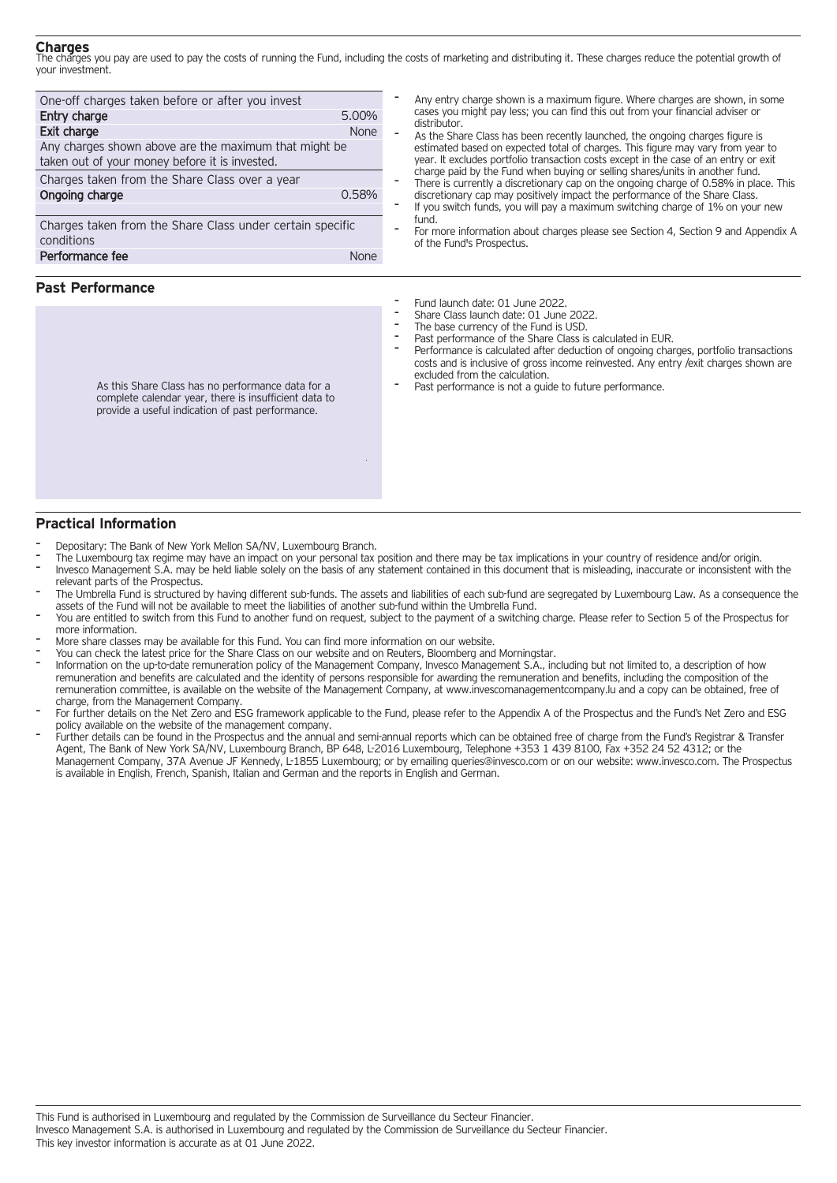## Charges

The charges you pay are used to pay the costs of running the Fund, including the costs of marketing and distributing it. These charges reduce the potential growth of your investment.

| | |
|---|---|
| One-off charges taken before or after you invest | |
| **Entry charge** | 5.00% |
| **Exit charge** | None |
| Any charges shown above are the maximum that might be taken out of your money before it is invested. | |
| Charges taken from the Share Class over a year | |
| **Ongoing charge** | 0.58% |
| Charges taken from the Share Class under certain specific conditions | |
| **Performance fee** | None |

- Any entry charge shown is a maximum figure. Where charges are shown, in some cases you might pay less; you can find this out from your financial adviser or distributor.
- As the Share Class has been recently launched, the ongoing charges figure is estimated based on expected total of charges. This figure may vary from year to year. It excludes portfolio transaction costs except in the case of an entry or exit charge paid by the Fund when buying or selling shares/units in another fund.
- There is currently a discretionary cap on the ongoing charge of 0.58% in place. This discretionary cap may positively impact the performance of the Share Class.
- If you switch funds, you will pay a maximum switching charge of 1% on your new fund.
- For more information about charges please see Section 4, Section 9 and Appendix A of the Fund's Prospectus.

## Past Performance

As this Share Class has no performance data for a complete calendar year, there is insufficient data to provide a useful indication of past performance.

- Fund launch date: 01 June 2022.
- Share Class launch date: 01 June 2022.
- The base currency of the Fund is USD.
- Past performance of the Share Class is calculated in EUR.
- Performance is calculated after deduction of ongoing charges, portfolio transactions costs and is inclusive of gross income reinvested. Any entry /exit charges shown are excluded from the calculation.
- Past performance is not a guide to future performance.

## Practical Information

- Depositary: The Bank of New York Mellon SA/NV, Luxembourg Branch.
- The Luxembourg tax regime may have an impact on your personal tax position and there may be tax implications in your country of residence and/or origin.
- Invesco Management S.A. may be held liable solely on the basis of any statement contained in this document that is misleading, inaccurate or inconsistent with the relevant parts of the Prospectus.
- The Umbrella Fund is structured by having different sub-funds. The assets and liabilities of each sub-fund are segregated by Luxembourg Law. As a consequence the assets of the Fund will not be available to meet the liabilities of another sub-fund within the Umbrella Fund.
- You are entitled to switch from this Fund to another fund on request, subject to the payment of a switching charge. Please refer to Section 5 of the Prospectus for more information.
- More share classes may be available for this Fund. You can find more information on our website.
- You can check the latest price for the Share Class on our website and on Reuters, Bloomberg and Morningstar.
- Information on the up-to-date remuneration policy of the Management Company, Invesco Management S.A., including but not limited to, a description of how remuneration and benefits are calculated and the identity of persons responsible for awarding the remuneration and benefits, including the composition of the remuneration committee, is available on the website of the Management Company, at www.invescomanagementcompany.lu and a copy can be obtained, free of charge, from the Management Company.
- For further details on the Net Zero and ESG framework applicable to the Fund, please refer to the Appendix A of the Prospectus and the Fund's Net Zero and ESG policy available on the website of the management company.
- Further details can be found in the Prospectus and the annual and semi-annual reports which can be obtained free of charge from the Fund's Registrar & Transfer Agent, The Bank of New York SA/NV, Luxembourg Branch, BP 648, L-2016 Luxembourg, Telephone +353 1 439 8100, Fax +352 24 52 4312; or the Management Company, 37A Avenue JF Kennedy, L-1855 Luxembourg; or by emailing queries@invesco.com or on our website: www.invesco.com. The Prospectus is available in English, French, Spanish, Italian and German and the reports in English and German.

This Fund is authorised in Luxembourg and regulated by the Commission de Surveillance du Secteur Financier.
Invesco Management S.A. is authorised in Luxembourg and regulated by the Commission de Surveillance du Secteur Financier.
This key investor information is accurate as at 01 June 2022.